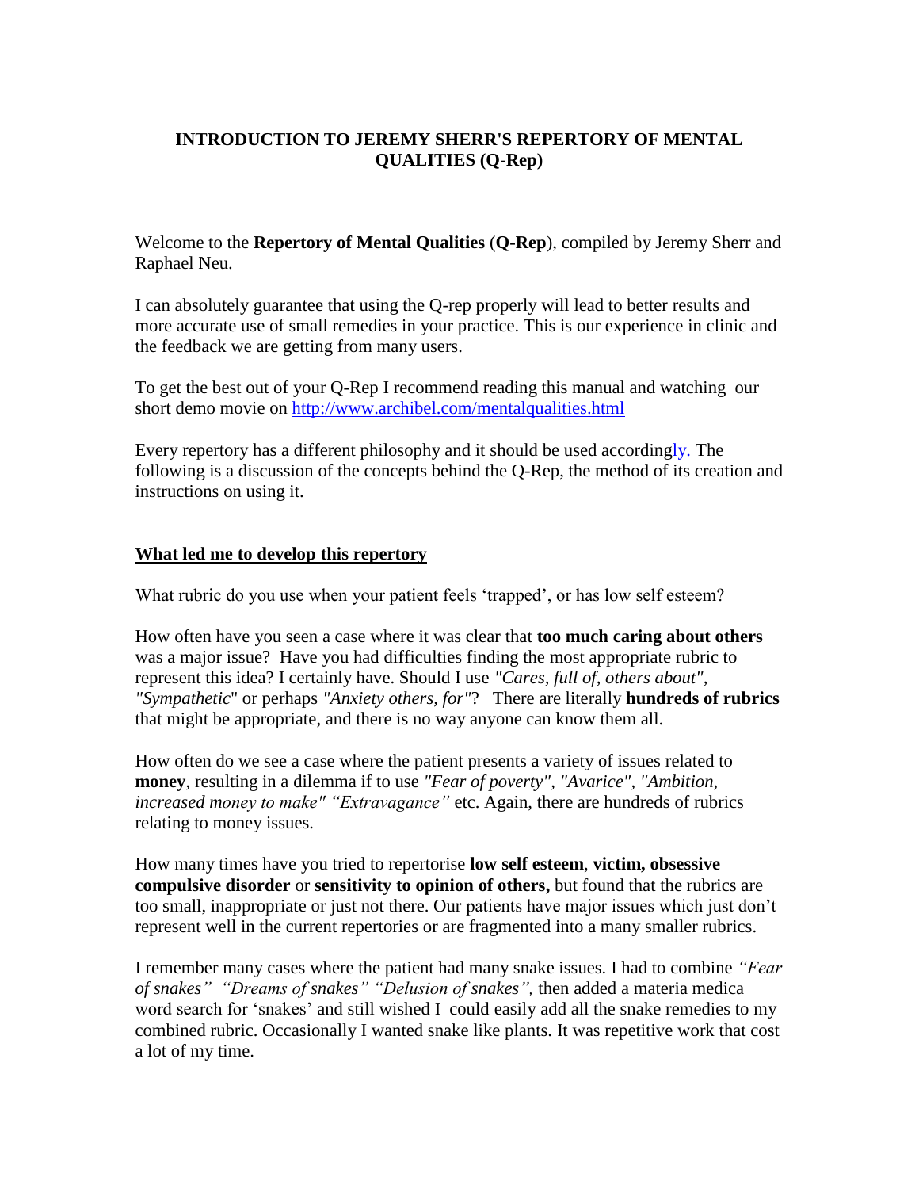## INTRODUCTION TO JEREMY SHERR'S REPERTORY OF MENTAL QUALITIES (Q-Rep)

Welcome to the **Repertory of Mental Qualities** (**Q-Rep**), compiled by Jeremy Sherr and Raphael Neu.

I can absolutely guarantee that using the Q-rep properly will lead to better results and more accurate use of small remedies in your practice. This is our experience in clinic and the feedback we are getting from many users.

To get the best out of your Q-Rep I recommend reading this manual and watching our short demo movie on [http://www.archibel.com/mentalqualities.html](http://www.archibel.com/mentalqualities.html)

Every repertory has a different philosophy and it should be used accordingly. The following is a discussion of the concepts behind the Q-Rep, the method of its creation and instructions on using it.

### What led me to develop this repertory

What rubric do you use when your patient feels 'trapped', or has low self esteem?

How often have you seen a case where it was clear that **too much caring about others** was a major issue? Have you had difficulties finding the most appropriate rubric to represent this idea? I certainly have. Should I use *"Cares, full of, others about"*, *"Sympathetic"* or perhaps *"Anxiety others, for"*? There are literally **hundreds of rubrics** that might be appropriate, and there is no way anyone can know them all.

How often do we see a case where the patient presents a variety of issues related to **money**, resulting in a dilemma if to use *"Fear of poverty"*, *"Avarice"*, *"Ambition, increased money to make" "Extravagance"* etc. Again, there are hundreds of rubrics relating to money issues.

How many times have you tried to repertorise **low self esteem**, **victim, obsessive compulsive disorder** or **sensitivity to opinion of others,** but found that the rubrics are too small, inappropriate or just not there. Our patients have major issues which just don't represent well in the current repertories or are fragmented into a many smaller rubrics.

I remember many cases where the patient had many snake issues. I had to combine *"Fear of snakes" "Dreams of snakes" "Delusion of snakes",* then added a materia medica word search for 'snakes' and still wished I could easily add all the snake remedies to my combined rubric. Occasionally I wanted snake like plants. It was repetitive work that cost a lot of my time.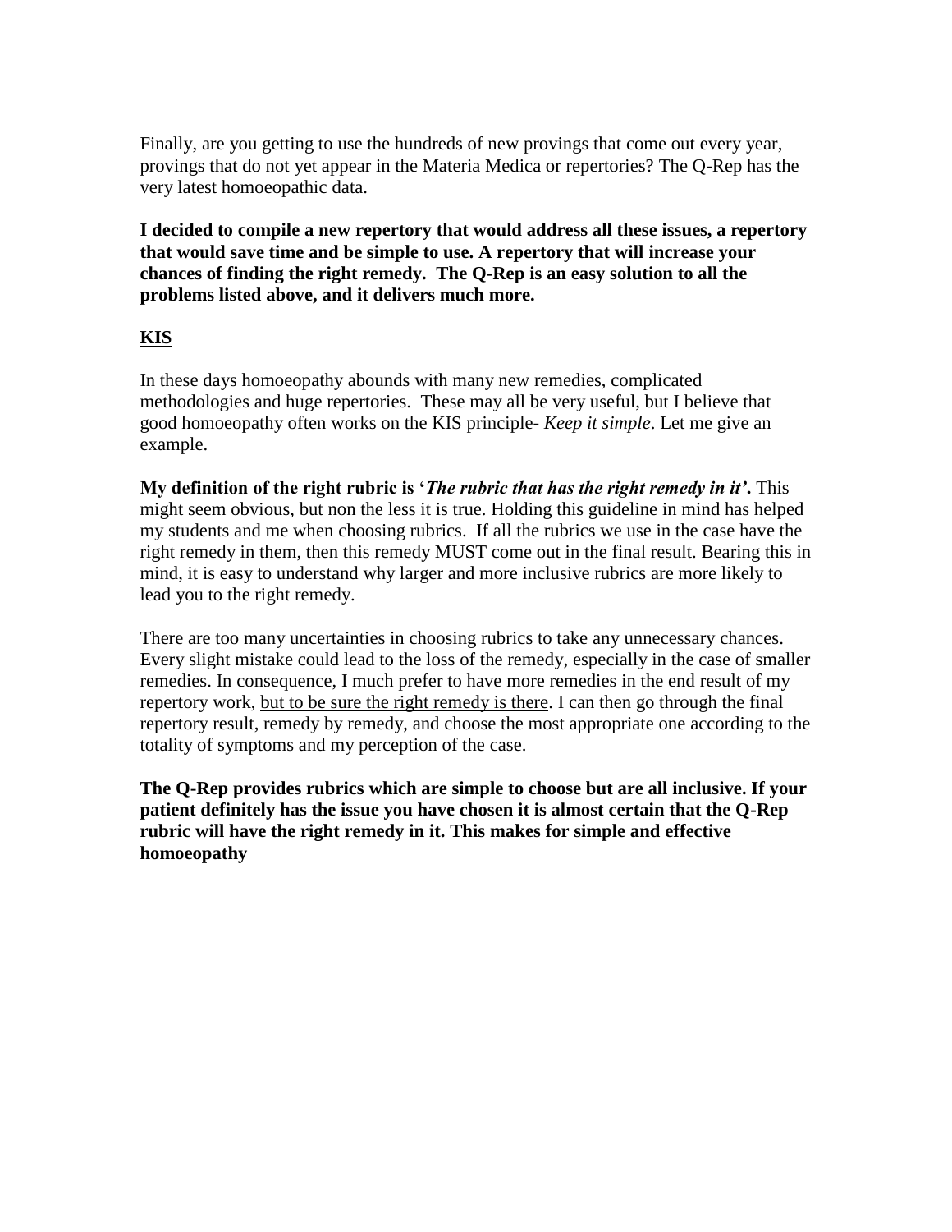Finally, are you getting to use the hundreds of new provings that come out every year, provings that do not yet appear in the Materia Medica or repertories? The Q-Rep has the very latest homoeopathic data.

**I decided to compile a new repertory that would address all these issues, a repertory that would save time and be simple to use. A repertory that will increase your chances of finding the right remedy. The Q-Rep is an easy solution to all the problems listed above, and it delivers much more.**

## KIS

In these days homoeopathy abounds with many new remedies, complicated methodologies and huge repertories. These may all be very useful, but I believe that good homoeopathy often works on the KIS principle- *Keep it simple*. Let me give an example.

**My definition of the right rubric is '*The rubric that has the right remedy in it'*.** This might seem obvious, but non the less it is true. Holding this guideline in mind has helped my students and me when choosing rubrics. If all the rubrics we use in the case have the right remedy in them, then this remedy MUST come out in the final result. Bearing this in mind, it is easy to understand why larger and more inclusive rubrics are more likely to lead you to the right remedy.

There are too many uncertainties in choosing rubrics to take any unnecessary chances. Every slight mistake could lead to the loss of the remedy, especially in the case of smaller remedies. In consequence, I much prefer to have more remedies in the end result of my repertory work, <u>but to be sure the right remedy is there</u>. I can then go through the final repertory result, remedy by remedy, and choose the most appropriate one according to the totality of symptoms and my perception of the case.

**The Q-Rep provides rubrics which are simple to choose but are all inclusive. If your patient definitely has the issue you have chosen it is almost certain that the Q-Rep rubric will have the right remedy in it. This makes for simple and effective homoeopathy**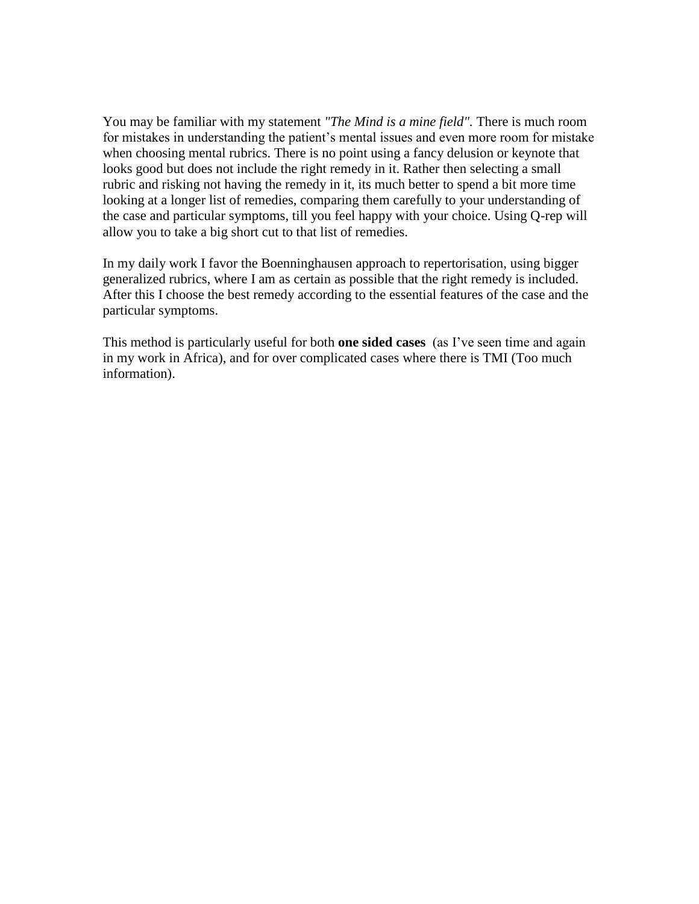You may be familiar with my statement *"The Mind is a mine field".* There is much room for mistakes in understanding the patient's mental issues and even more room for mistake when choosing mental rubrics. There is no point using a fancy delusion or keynote that looks good but does not include the right remedy in it. Rather then selecting a small rubric and risking not having the remedy in it, its much better to spend a bit more time looking at a longer list of remedies, comparing them carefully to your understanding of the case and particular symptoms, till you feel happy with your choice. Using Q-rep will allow you to take a big short cut to that list of remedies.

In my daily work I favor the Boenninghausen approach to repertorisation, using bigger generalized rubrics, where I am as certain as possible that the right remedy is included. After this I choose the best remedy according to the essential features of the case and the particular symptoms.

This method is particularly useful for both **one sided cases** (as I've seen time and again in my work in Africa), and for over complicated cases where there is TMI (Too much information).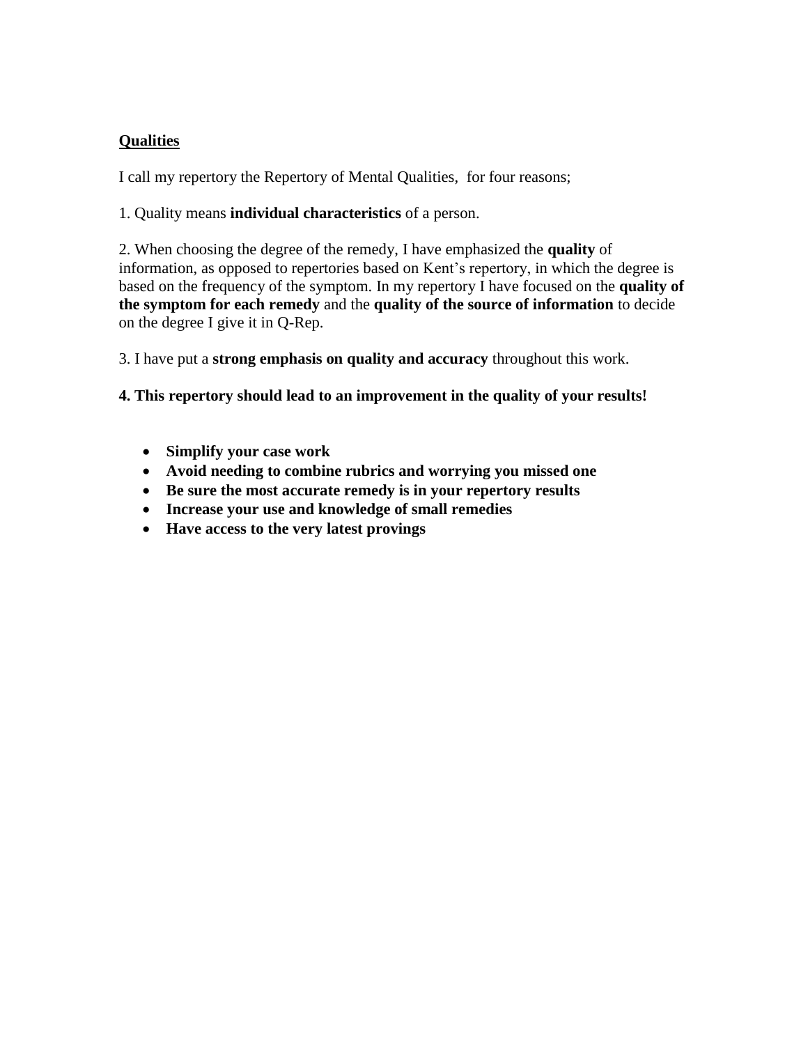## <u>Qualities</u>

I call my repertory the Repertory of Mental Qualities,  for four reasons;

1. Quality means **individual characteristics** of a person.

2. When choosing the degree of the remedy, I have emphasized the **quality** of information, as opposed to repertories based on Kent's repertory, in which the degree is based on the frequency of the symptom. In my repertory I have focused on the **quality of the symptom for each remedy** and the **quality of the source of information** to decide on the degree I give it in Q-Rep.

3. I have put a **strong emphasis on quality and accuracy** throughout this work.

**4. This repertory should lead to an improvement in the quality of your results!**

- **Simplify your case work**
- **Avoid needing to combine rubrics and worrying you missed one**
- **Be sure the most accurate remedy is in your repertory results**
- **Increase your use and knowledge of small remedies**
- **Have access to the very latest provings**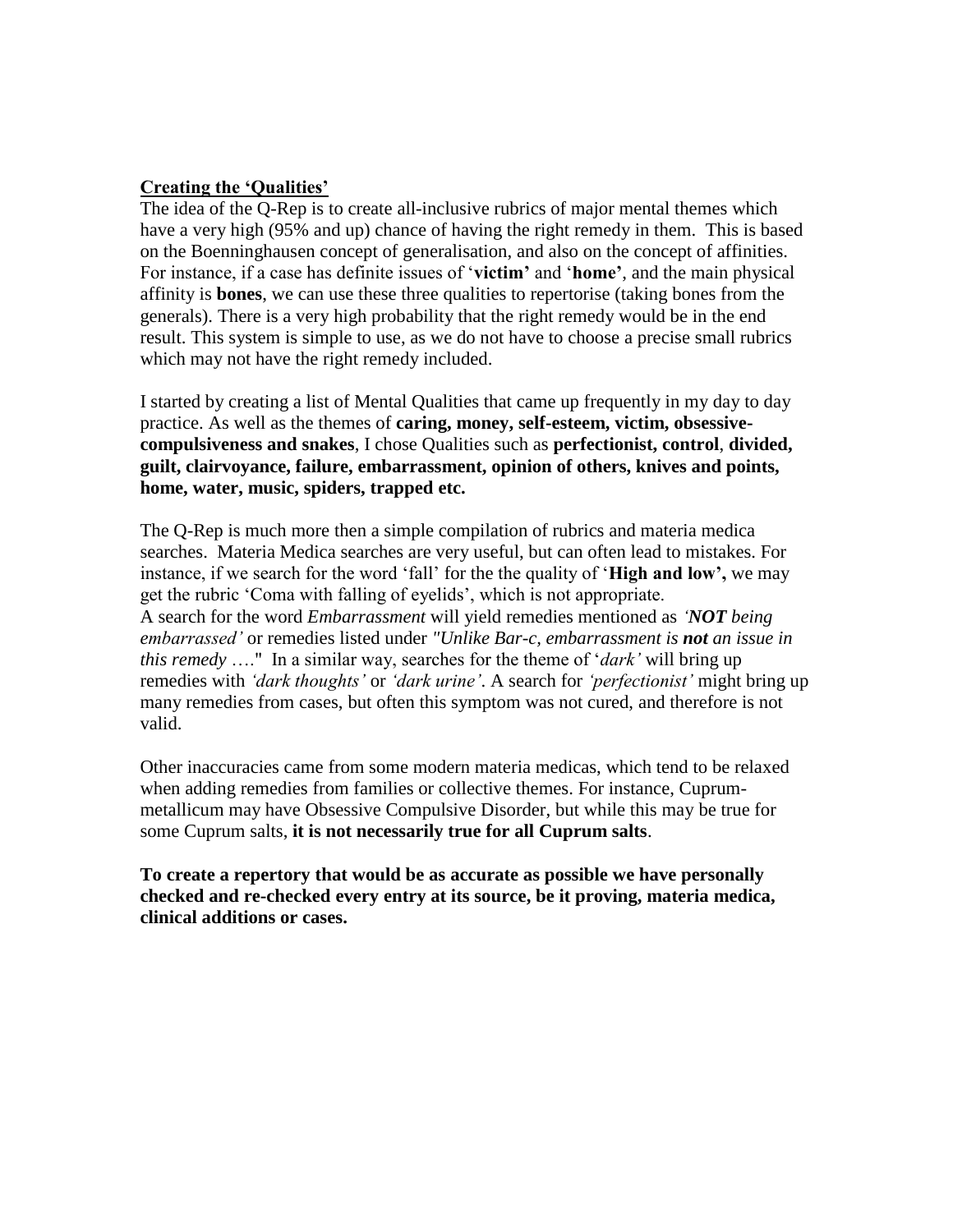## <u>Creating the 'Qualities'</u>

The idea of the Q-Rep is to create all-inclusive rubrics of major mental themes which have a very high (95% and up) chance of having the right remedy in them. This is based on the Boenninghausen concept of generalisation, and also on the concept of affinities. For instance, if a case has definite issues of '**victim**' and '**home**', and the main physical affinity is **bones**, we can use these three qualities to repertorise (taking bones from the generals). There is a very high probability that the right remedy would be in the end result. This system is simple to use, as we do not have to choose a precise small rubrics which may not have the right remedy included.

I started by creating a list of Mental Qualities that came up frequently in my day to day practice. As well as the themes of **caring, money, self-esteem, victim, obsessive-compulsiveness and snakes**, I chose Qualities such as **perfectionist, control**, **divided, guilt, clairvoyance, failure, embarrassment, opinion of others, knives and points, home, water, music, spiders, trapped etc.**

The Q-Rep is much more then a simple compilation of rubrics and materia medica searches. Materia Medica searches are very useful, but can often lead to mistakes. For instance, if we search for the word 'fall' for the the quality of '**High and low',** we may get the rubric 'Coma with falling of eyelids', which is not appropriate.
A search for the word *Embarrassment* will yield remedies mentioned as *'**NOT** being embarrassed'* or remedies listed under *"Unlike Bar-c, embarrassment is **not** an issue in this remedy* …." In a similar way, searches for the theme of '*dark'* will bring up remedies with *'dark thoughts'* or *'dark urine'*. A search for *'perfectionist'* might bring up many remedies from cases, but often this symptom was not cured, and therefore is not valid.

Other inaccuracies came from some modern materia medicas, which tend to be relaxed when adding remedies from families or collective themes. For instance, Cuprum-metallicum may have Obsessive Compulsive Disorder, but while this may be true for some Cuprum salts, **it is not necessarily true for all Cuprum salts**.

**To create a repertory that would be as accurate as possible we have personally checked and re-checked every entry at its source, be it proving, materia medica, clinical additions or cases.**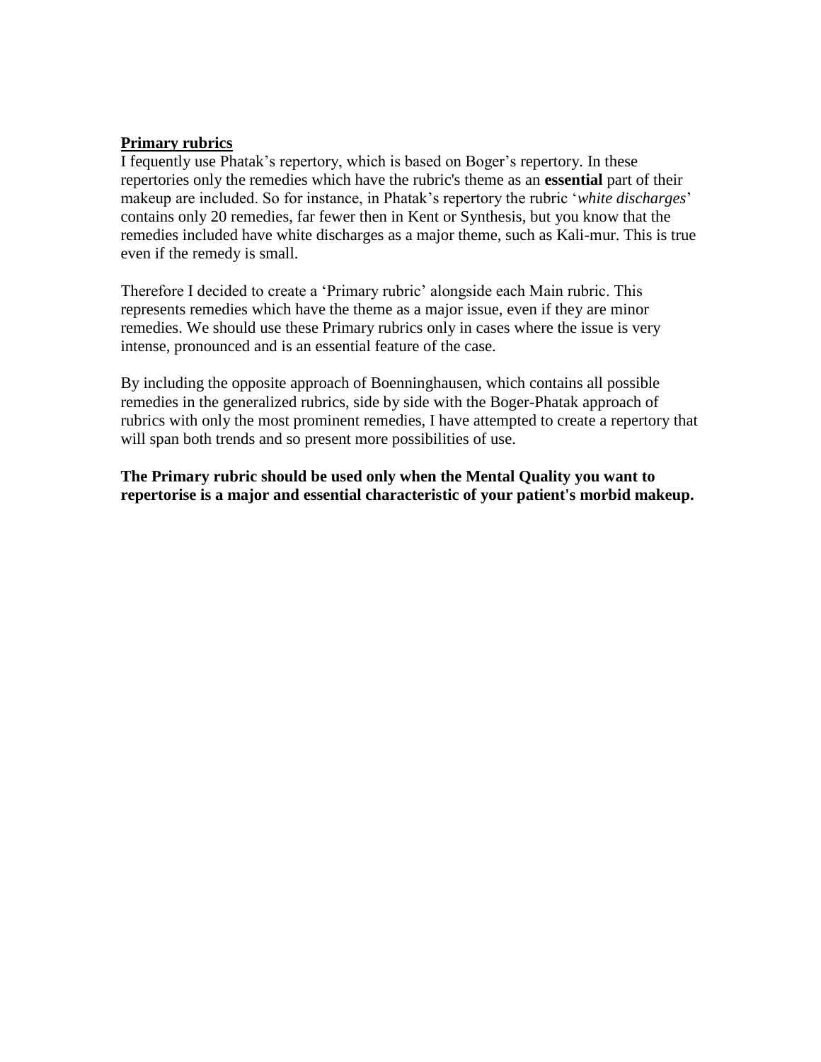## Primary rubrics

I fequently use Phatak's repertory, which is based on Boger's repertory. In these repertories only the remedies which have the rubric's theme as an **essential** part of their makeup are included. So for instance, in Phatak's repertory the rubric '*white discharges*' contains only 20 remedies, far fewer then in Kent or Synthesis, but you know that the remedies included have white discharges as a major theme, such as Kali-mur. This is true even if the remedy is small.

Therefore I decided to create a 'Primary rubric' alongside each Main rubric. This represents remedies which have the theme as a major issue, even if they are minor remedies. We should use these Primary rubrics only in cases where the issue is very intense, pronounced and is an essential feature of the case.

By including the opposite approach of Boenninghausen, which contains all possible remedies in the generalized rubrics, side by side with the Boger-Phatak approach of rubrics with only the most prominent remedies, I have attempted to create a repertory that will span both trends and so present more possibilities of use.

**The Primary rubric should be used only when the Mental Quality you want to repertorise is a major and essential characteristic of your patient's morbid makeup.**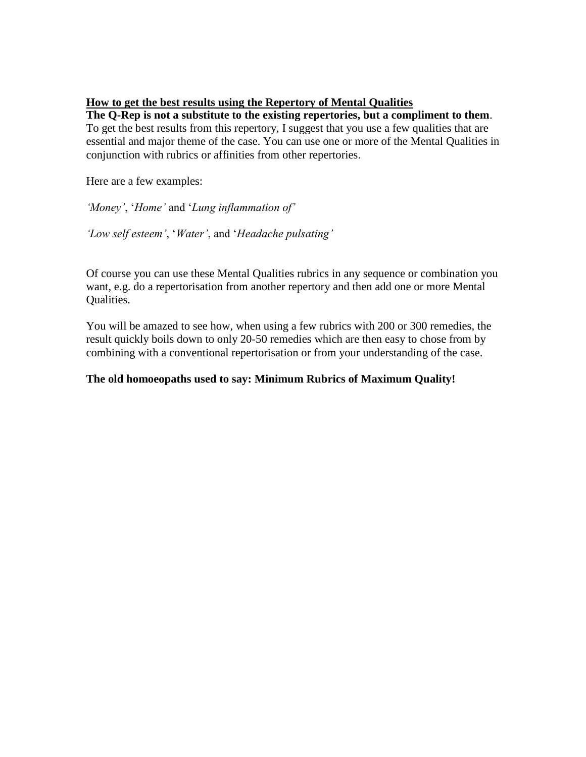**<u>How to get the best results using the Repertory of Mental Qualities</u>**

**The Q-Rep is not a substitute to the existing repertories, but a compliment to them**. To get the best results from this repertory, I suggest that you use a few qualities that are essential and major theme of the case. You can use one or more of the Mental Qualities in conjunction with rubrics or affinities from other repertories.

Here are a few examples:

*'Money'*, '*Home'* and '*Lung inflammation of'*

*'Low self esteem'*, '*Water'*, and '*Headache pulsating'*

Of course you can use these Mental Qualities rubrics in any sequence or combination you want, e.g. do a repertorisation from another repertory and then add one or more Mental Qualities.

You will be amazed to see how, when using a few rubrics with 200 or 300 remedies, the result quickly boils down to only 20-50 remedies which are then easy to chose from by combining with a conventional repertorisation or from your understanding of the case.

**The old homoeopaths used to say: Minimum Rubrics of Maximum Quality!**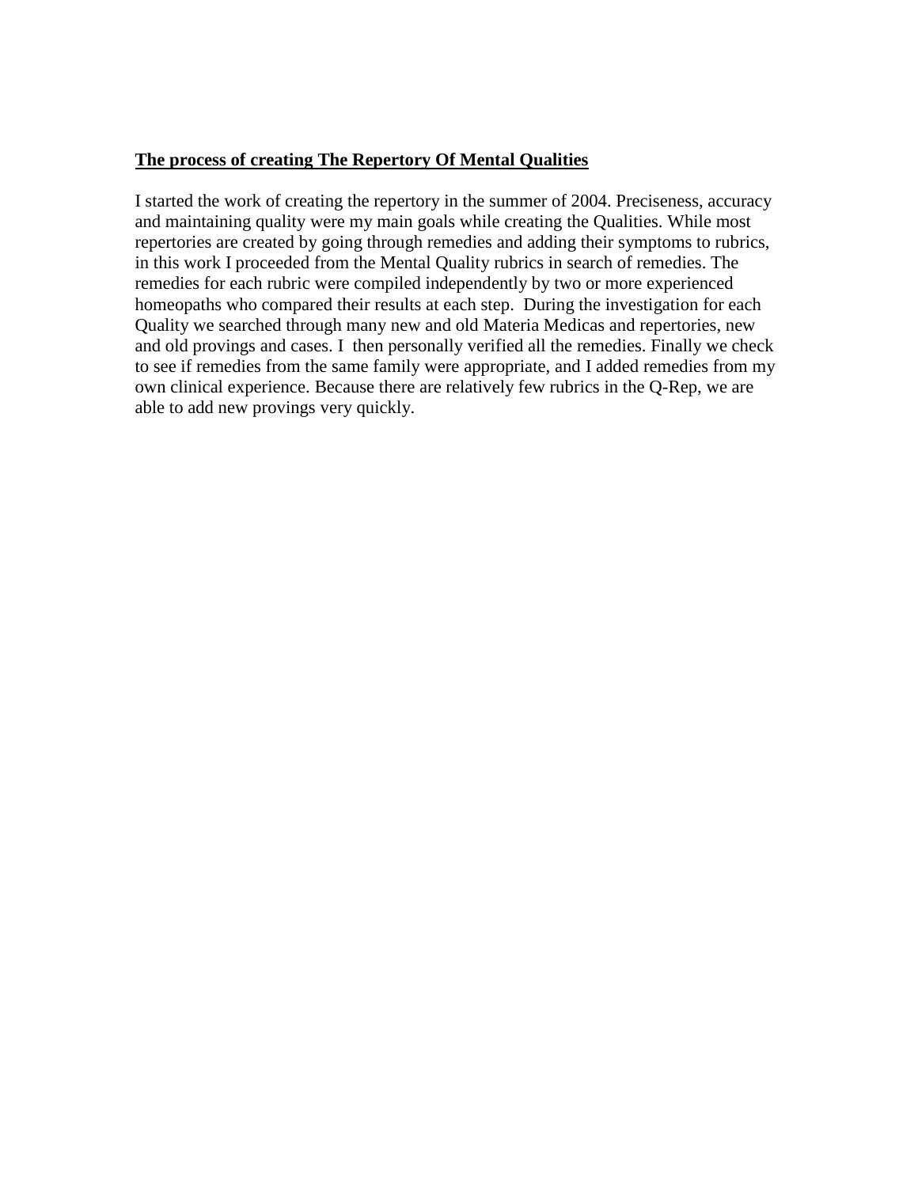**The process of creating The Repertory Of Mental Qualities**

I started the work of creating the repertory in the summer of 2004. Preciseness, accuracy and maintaining quality were my main goals while creating the Qualities. While most repertories are created by going through remedies and adding their symptoms to rubrics, in this work I proceeded from the Mental Quality rubrics in search of remedies. The remedies for each rubric were compiled independently by two or more experienced homeopaths who compared their results at each step. During the investigation for each Quality we searched through many new and old Materia Medicas and repertories, new and old provings and cases. I then personally verified all the remedies. Finally we check to see if remedies from the same family were appropriate, and I added remedies from my own clinical experience. Because there are relatively few rubrics in the Q-Rep, we are able to add new provings very quickly.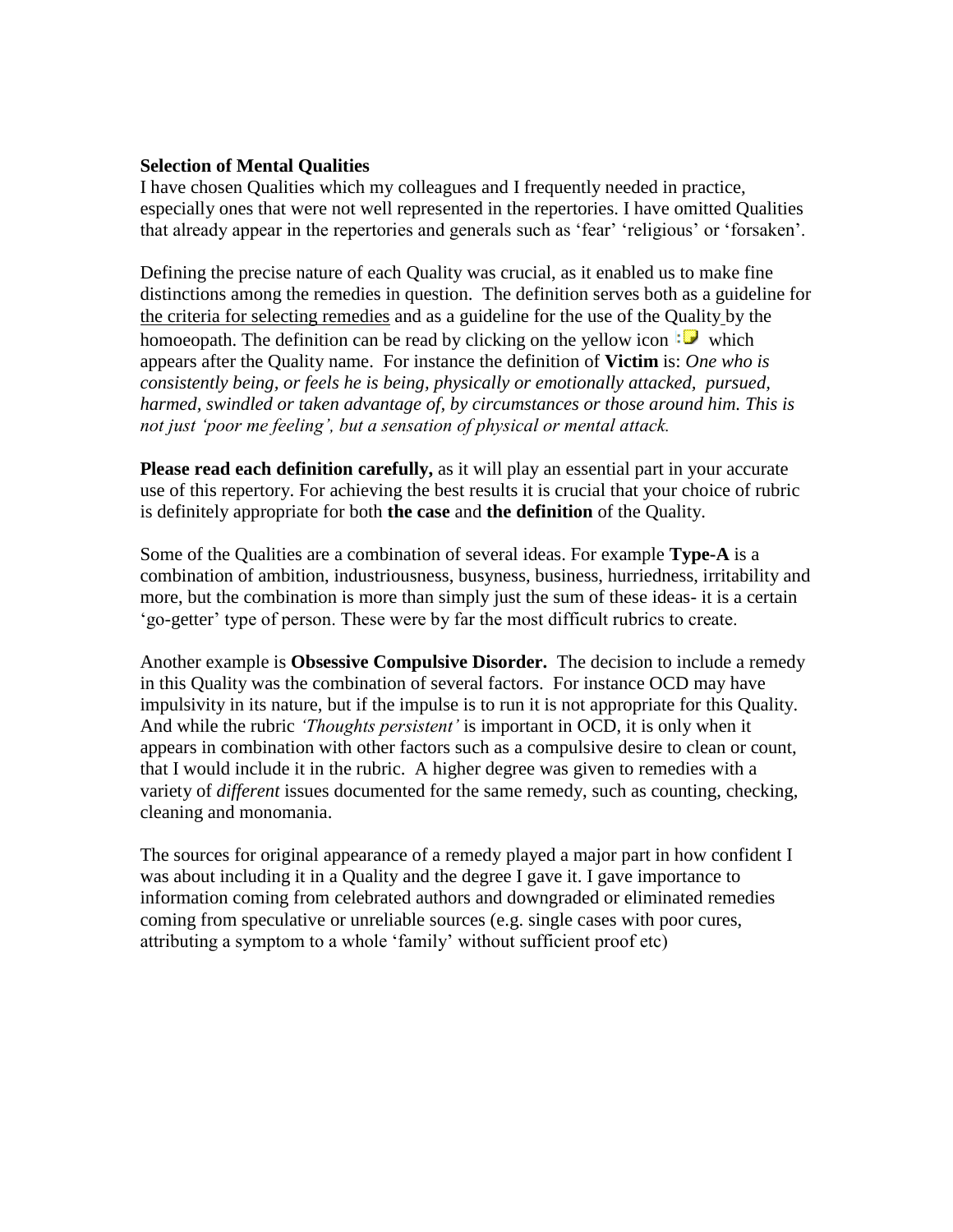**Selection of Mental Qualities**

I have chosen Qualities which my colleagues and I frequently needed in practice, especially ones that were not well represented in the repertories. I have omitted Qualities that already appear in the repertories and generals such as 'fear' 'religious' or 'forsaken'.

Defining the precise nature of each Quality was crucial, as it enabled us to make fine distinctions among the remedies in question. The definition serves both as a guideline for the criteria for selecting remedies and as a guideline for the use of the Quality by the homoeopath. The definition can be read by clicking on the yellow icon which appears after the Quality name. For instance the definition of **Victim** is: *One who is consistently being, or feels he is being, physically or emotionally attacked, pursued, harmed, swindled or taken advantage of, by circumstances or those around him. This is not just 'poor me feeling', but a sensation of physical or mental attack.*

**Please read each definition carefully,** as it will play an essential part in your accurate use of this repertory. For achieving the best results it is crucial that your choice of rubric is definitely appropriate for both **the case** and **the definition** of the Quality.

Some of the Qualities are a combination of several ideas. For example **Type-A** is a combination of ambition, industriousness, busyness, business, hurriedness, irritability and more, but the combination is more than simply just the sum of these ideas- it is a certain 'go-getter' type of person. These were by far the most difficult rubrics to create.

Another example is **Obsessive Compulsive Disorder.** The decision to include a remedy in this Quality was the combination of several factors. For instance OCD may have impulsivity in its nature, but if the impulse is to run it is not appropriate for this Quality. And while the rubric *'Thoughts persistent'* is important in OCD, it is only when it appears in combination with other factors such as a compulsive desire to clean or count, that I would include it in the rubric. A higher degree was given to remedies with a variety of *different* issues documented for the same remedy, such as counting, checking, cleaning and monomania.

The sources for original appearance of a remedy played a major part in how confident I was about including it in a Quality and the degree I gave it. I gave importance to information coming from celebrated authors and downgraded or eliminated remedies coming from speculative or unreliable sources (e.g. single cases with poor cures, attributing a symptom to a whole 'family' without sufficient proof etc)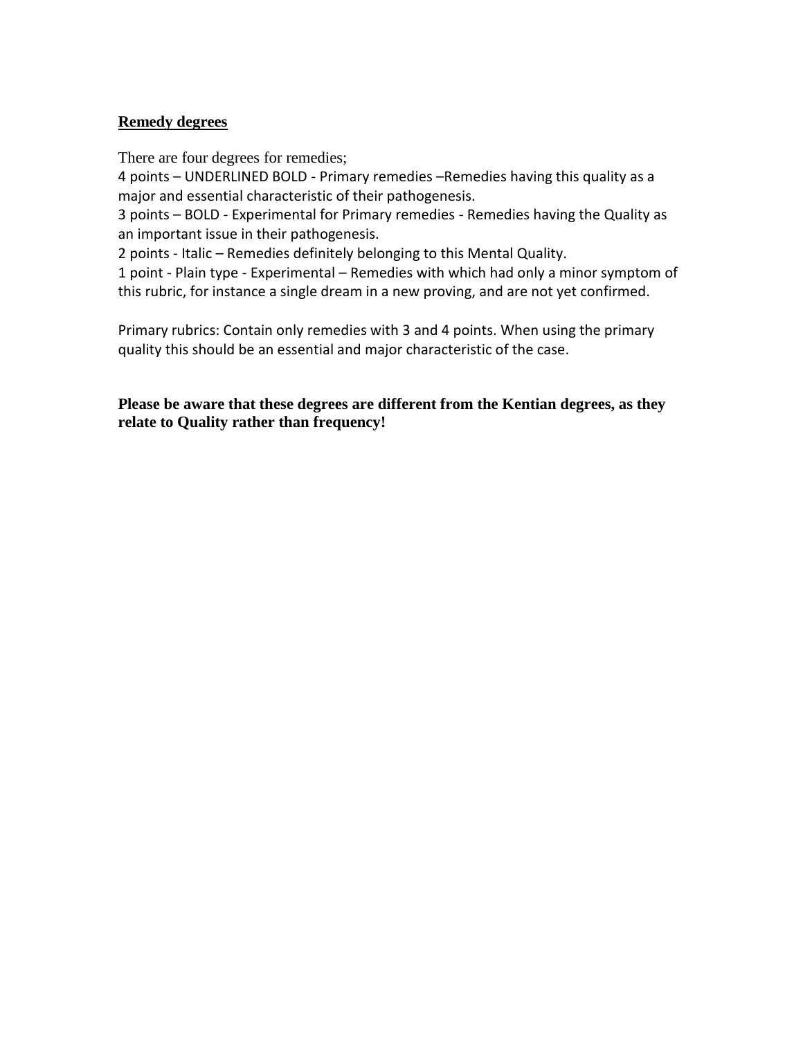## Remedy degrees

There are four degrees for remedies;
4 points – UNDERLINED BOLD - Primary remedies –Remedies having this quality as a major and essential characteristic of their pathogenesis.
3 points – BOLD - Experimental for Primary remedies - Remedies having the Quality as an important issue in their pathogenesis.
2 points - Italic – Remedies definitely belonging to this Mental Quality.
1 point - Plain type - Experimental – Remedies with which had only a minor symptom of this rubric, for instance a single dream in a new proving, and are not yet confirmed.

Primary rubrics: Contain only remedies with 3 and 4 points. When using the primary quality this should be an essential and major characteristic of the case.

**Please be aware that these degrees are different from the Kentian degrees, as they relate to Quality rather than frequency!**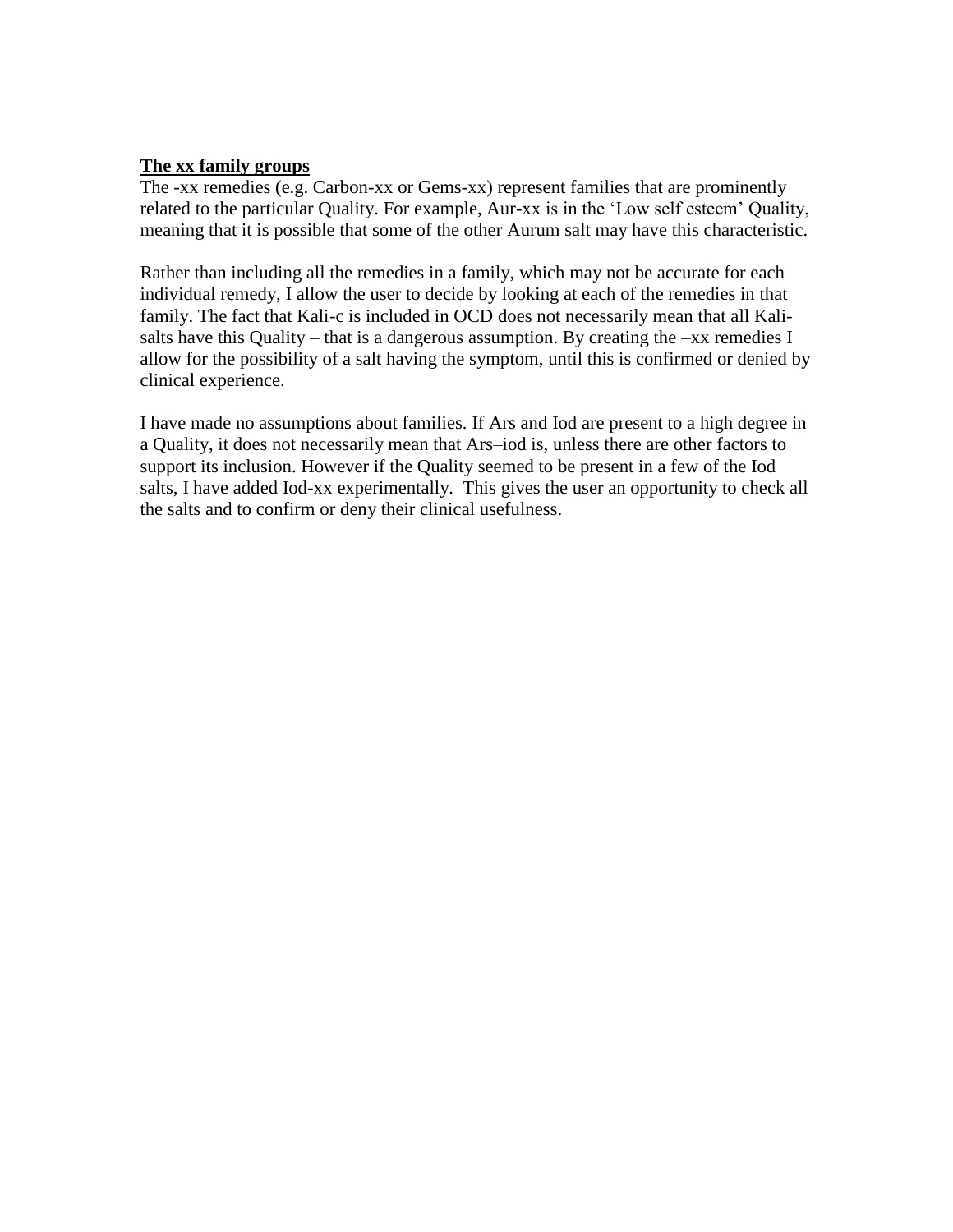**The xx family groups**

The -xx remedies (e.g. Carbon-xx or Gems-xx) represent families that are prominently related to the particular Quality. For example, Aur-xx is in the 'Low self esteem' Quality, meaning that it is possible that some of the other Aurum salt may have this characteristic.

Rather than including all the remedies in a family, which may not be accurate for each individual remedy, I allow the user to decide by looking at each of the remedies in that family. The fact that Kali-c is included in OCD does not necessarily mean that all Kali-salts have this Quality – that is a dangerous assumption. By creating the –xx remedies I allow for the possibility of a salt having the symptom, until this is confirmed or denied by clinical experience.

I have made no assumptions about families. If Ars and Iod are present to a high degree in a Quality, it does not necessarily mean that Ars–iod is, unless there are other factors to support its inclusion. However if the Quality seemed to be present in a few of the Iod salts, I have added Iod-xx experimentally. This gives the user an opportunity to check all the salts and to confirm or deny their clinical usefulness.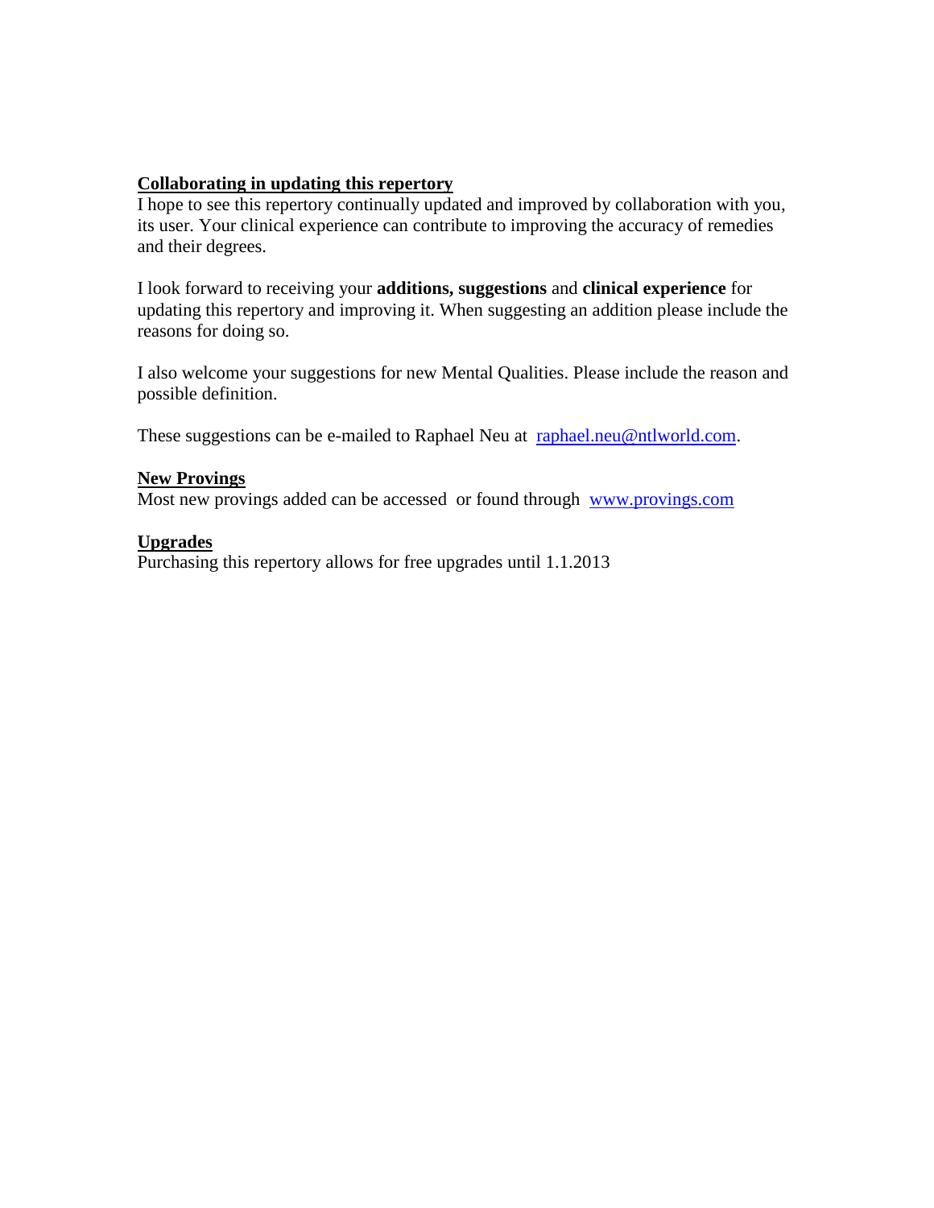## Collaborating in updating this repertory

I hope to see this repertory continually updated and improved by collaboration with you, its user. Your clinical experience can contribute to improving the accuracy of remedies and their degrees.

I look forward to receiving your **additions, suggestions** and **clinical experience** for updating this repertory and improving it. When suggesting an addition please include the reasons for doing so.

I also welcome your suggestions for new Mental Qualities. Please include the reason and possible definition.

These suggestions can be e-mailed to Raphael Neu at [raphael.neu@ntlworld.com](mailto:raphael.neu@ntlworld.com).

## New Provings

Most new provings added can be accessed or found through [www.provings.com](http://www.provings.com)

## Upgrades

Purchasing this repertory allows for free upgrades until 1.1.2013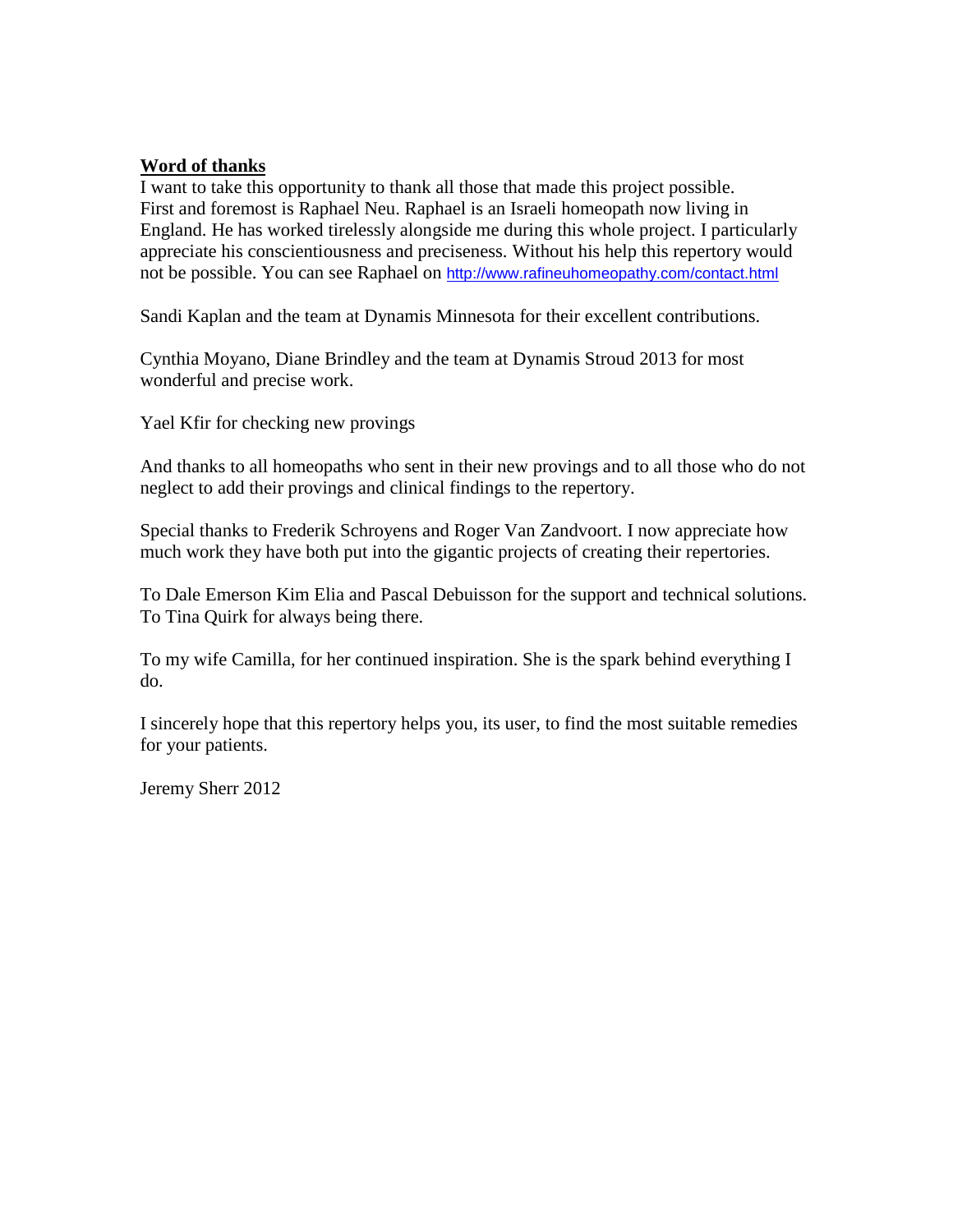**Word of thanks**

I want to take this opportunity to thank all those that made this project possible. First and foremost is Raphael Neu. Raphael is an Israeli homeopath now living in England. He has worked tirelessly alongside me during this whole project. I particularly appreciate his conscientiousness and preciseness. Without his help this repertory would not be possible. You can see Raphael on http://www.rafineuhomeopathy.com/contact.html

Sandi Kaplan and the team at Dynamis Minnesota for their excellent contributions.

Cynthia Moyano, Diane Brindley and the team at Dynamis Stroud 2013 for most wonderful and precise work.

Yael Kfir for checking new provings

And thanks to all homeopaths who sent in their new provings and to all those who do not neglect to add their provings and clinical findings to the repertory.

Special thanks to Frederik Schroyens and Roger Van Zandvoort. I now appreciate how much work they have both put into the gigantic projects of creating their repertories.

To Dale Emerson Kim Elia and Pascal Debuisson for the support and technical solutions. To Tina Quirk for always being there.

To my wife Camilla, for her continued inspiration. She is the spark behind everything I do.

I sincerely hope that this repertory helps you, its user, to find the most suitable remedies for your patients.

Jeremy Sherr 2012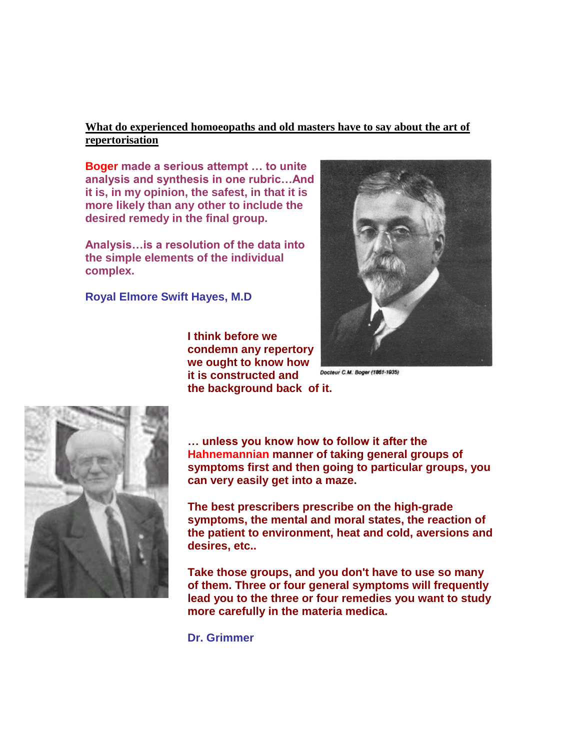**What do experienced homoeopaths and old masters have to say about the art of repertorisation**

**Boger made a serious attempt … to unite analysis and synthesis in one rubric…And it is, in my opinion, the safest, in that it is more likely than any other to include the desired remedy in the final group.**

**Analysis…is a resolution of the data into the simple elements of the individual complex.**

**Royal Elmore Swift Hayes, M.D**

Docteur C.M. Boger (1861-1935)

**I think before we condemn any repertory we ought to know how it is constructed and the background back of it.**

**… unless you know how to follow it after the Hahnemannian manner of taking general groups of symptoms first and then going to particular groups, you can very easily get into a maze.**

**The best prescribers prescribe on the high-grade symptoms, the mental and moral states, the reaction of the patient to environment, heat and cold, aversions and desires, etc..**

**Take those groups, and you don't have to use so many of them. Three or four general symptoms will frequently lead you to the three or four remedies you want to study more carefully in the materia medica.**

**Dr. Grimmer**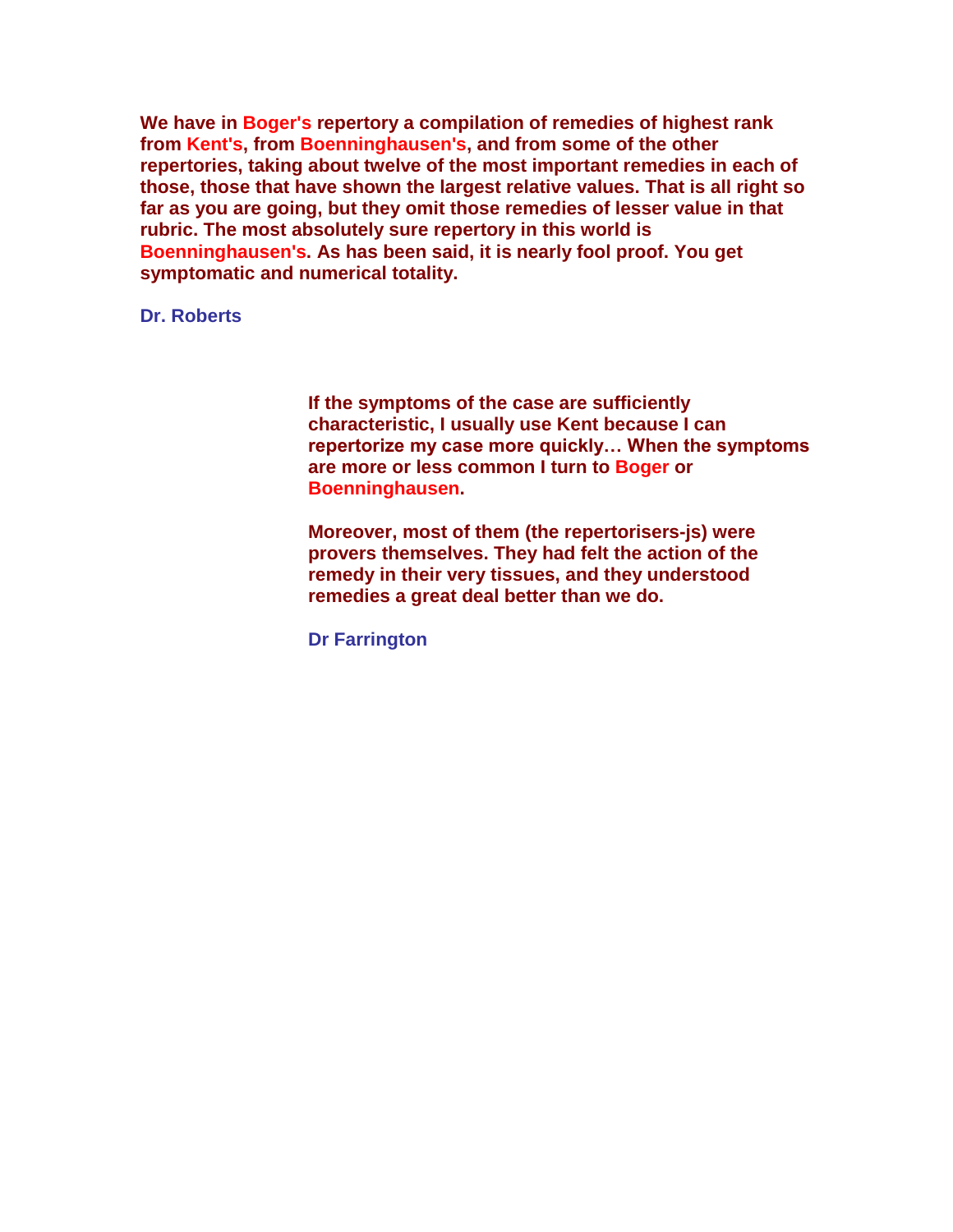**We have in Boger's repertory a compilation of remedies of highest rank from Kent's, from Boenninghausen's, and from some of the other repertories, taking about twelve of the most important remedies in each of those, those that have shown the largest relative values. That is all right so far as you are going, but they omit those remedies of lesser value in that rubric. The most absolutely sure repertory in this world is Boenninghausen's. As has been said, it is nearly fool proof. You get symptomatic and numerical totality.**

**Dr. Roberts**

**If the symptoms of the case are sufficiently characteristic, I usually use Kent because I can repertorize my case more quickly… When the symptoms are more or less common I turn to Boger or Boenninghausen.**

**Moreover, most of them (the repertorisers-js) were provers themselves. They had felt the action of the remedy in their very tissues, and they understood remedies a great deal better than we do.**

**Dr Farrington**